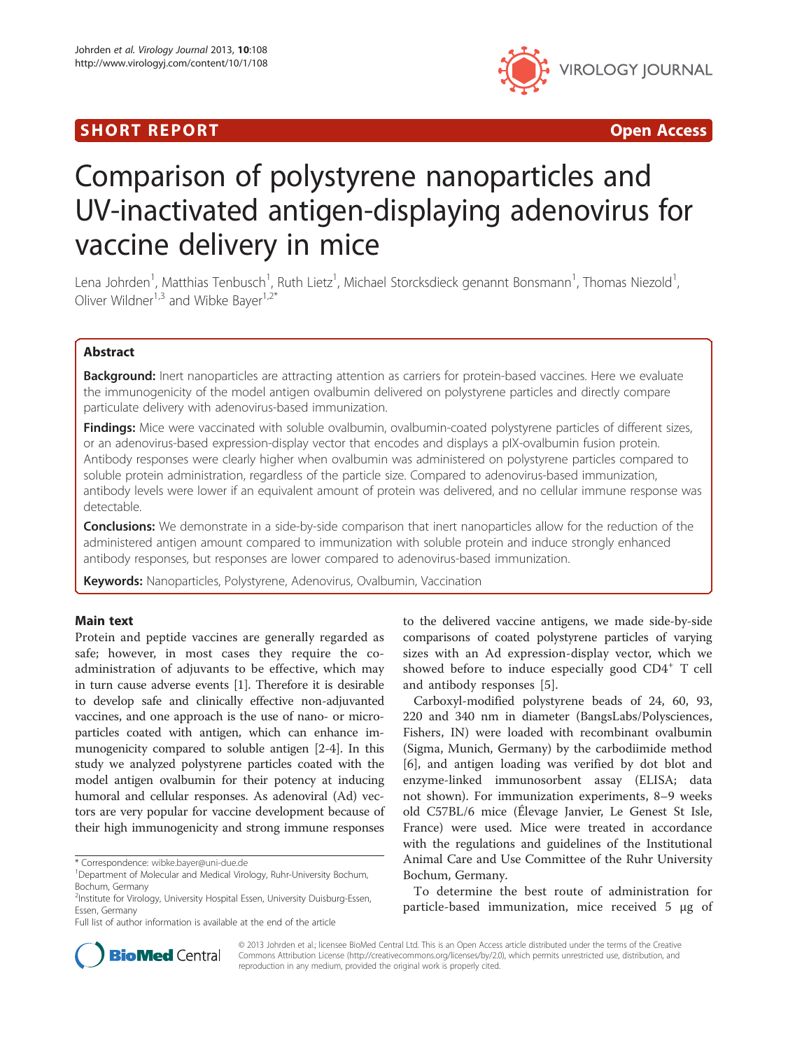SHORT REPORT Open Access

# Comparison of polystyrene nanoparticles and UV-inactivated antigen-displaying adenovirus for vaccine delivery in mice

Lena Johrden[1], Matthias Tenbusch[1], Ruth Lietz[1], Michael Storcksdieck genannt Bonsmann[1], Thomas Niezold[1], Oliver Wildner[1,3] and Wibke Bayer[1,2*]

## Abstract

**Background:** Inert nanoparticles are attracting attention as carriers for protein-based vaccines. Here we evaluate the immunogenicity of the model antigen ovalbumin delivered on polystyrene particles and directly compare particulate delivery with adenovirus-based immunization.

**Findings:** Mice were vaccinated with soluble ovalbumin, ovalbumin-coated polystyrene particles of different sizes, or an adenovirus-based expression-display vector that encodes and displays a pIX-ovalbumin fusion protein. Antibody responses were clearly higher when ovalbumin was administered on polystyrene particles compared to soluble protein administration, regardless of the particle size. Compared to adenovirus-based immunization, antibody levels were lower if an equivalent amount of protein was delivered, and no cellular immune response was detectable.

**Conclusions:** We demonstrate in a side-by-side comparison that inert nanoparticles allow for the reduction of the administered antigen amount compared to immunization with soluble protein and induce strongly enhanced antibody responses, but responses are lower compared to adenovirus-based immunization.

**Keywords:** Nanoparticles, Polystyrene, Adenovirus, Ovalbumin, Vaccination

## Main text

Protein and peptide vaccines are generally regarded as safe; however, in most cases they require the co-administration of adjuvants to be effective, which may in turn cause adverse events [1]. Therefore it is desirable to develop safe and clinically effective non-adjuvanted vaccines, and one approach is the use of nano- or micro-particles coated with antigen, which can enhance immunogenicity compared to soluble antigen [2-4]. In this study we analyzed polystyrene particles coated with the model antigen ovalbumin for their potency at inducing humoral and cellular responses. As adenoviral (Ad) vectors are very popular for vaccine development because of their high immunogenicity and strong immune responses to the delivered vaccine antigens, we made side-by-side comparisons of coated polystyrene particles of varying sizes with an Ad expression-display vector, which we showed before to induce especially good CD4$^{+}$ T cell and antibody responses [5].

Carboxyl-modified polystyrene beads of 24, 60, 93, 220 and 340 nm in diameter (BangsLabs/Polysciences, Fishers, IN) were loaded with recombinant ovalbumin (Sigma, Munich, Germany) by the carbodiimide method [6], and antigen loading was verified by dot blot and enzyme-linked immunosorbent assay (ELISA; data not shown). For immunization experiments, 8–9 weeks old C57BL/6 mice (Élevage Janvier, Le Genest St Isle, France) were used. Mice were treated in accordance with the regulations and guidelines of the Institutional Animal Care and Use Committee of the Ruhr University Bochum, Germany.

To determine the best route of administration for particle-based immunization, mice received 5 μg of

\* Correspondence: wibke.bayer@uni-due.de
[1]Department of Molecular and Medical Virology, Ruhr-University Bochum, Bochum, Germany
[2]Institute for Virology, University Hospital Essen, University Duisburg-Essen, Essen, Germany
Full list of author information is available at the end of the article

© 2013 Johrden et al.; licensee BioMed Central Ltd. This is an Open Access article distributed under the terms of the Creative Commons Attribution License (http://creativecommons.org/licenses/by/2.0), which permits unrestricted use, distribution, and reproduction in any medium, provided the original work is properly cited.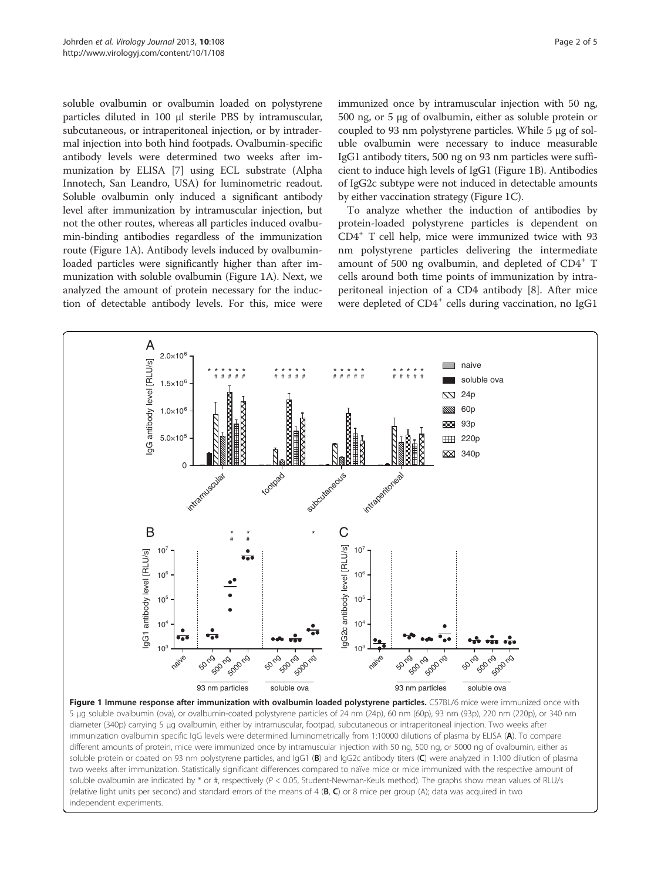soluble ovalbumin or ovalbumin loaded on polystyrene particles diluted in 100 µl sterile PBS by intramuscular, subcutaneous, or intraperitoneal injection, or by intradermal injection into both hind footpads. Ovalbumin-specific antibody levels were determined two weeks after immunization by ELISA [7] using ECL substrate (Alpha Innotech, San Leandro, USA) for luminometric readout. Soluble ovalbumin only induced a significant antibody level after immunization by intramuscular injection, but not the other routes, whereas all particles induced ovalbumin-binding antibodies regardless of the immunization route (Figure 1A). Antibody levels induced by ovalbumin-loaded particles were significantly higher than after immunization with soluble ovalbumin (Figure 1A). Next, we analyzed the amount of protein necessary for the induction of detectable antibody levels. For this, mice were immunized once by intramuscular injection with 50 ng, 500 ng, or 5 µg of ovalbumin, either as soluble protein or coupled to 93 nm polystyrene particles. While 5 µg of soluble ovalbumin were necessary to induce measurable IgG1 antibody titers, 500 ng on 93 nm particles were sufficient to induce high levels of IgG1 (Figure 1B). Antibodies of IgG2c subtype were not induced in detectable amounts by either vaccination strategy (Figure 1C).

To analyze whether the induction of antibodies by protein-loaded polystyrene particles is dependent on $CD4^+$ T cell help, mice were immunized twice with 93 nm polystyrene particles delivering the intermediate amount of 500 ng ovalbumin, and depleted of $CD4^+$ T cells around both time points of immunization by intraperitoneal injection of a CD4 antibody [8]. After mice were depleted of $CD4^+$ cells during vaccination, no IgG1

**Figure 1 Immune response after immunization with ovalbumin loaded polystyrene particles.** C57BL/6 mice were immunized once with 5 µg soluble ovalbumin (ova), or ovalbumin-coated polystyrene particles of 24 nm (24p), 60 nm (60p), 93 nm (93p), 220 nm (220p), or 340 nm diameter (340p) carrying 5 µg ovalbumin, either by intramuscular, footpad, subcutaneous or intraperitoneal injection. Two weeks after immunization ovalbumin specific IgG levels were determined luminometrically from 1:10000 dilutions of plasma by ELISA (**A**). To compare different amounts of protein, mice were immunized once by intramuscular injection with 50 ng, 500 ng, or 5000 ng of ovalbumin, either as soluble protein or coated on 93 nm polystyrene particles, and IgG1 (**B**) and IgG2c antibody titers (**C**) were analyzed in 1:100 dilution of plasma two weeks after immunization. Statistically significant differences compared to naïve mice or mice immunized with the respective amount of soluble ovalbumin are indicated by * or #, respectively ($P < 0.05$, Student-Newman-Keuls method). The graphs show mean values of RLU/s (relative light units per second) and standard errors of the means of 4 (**B**, **C**) or 8 mice per group (A); data was acquired in two independent experiments.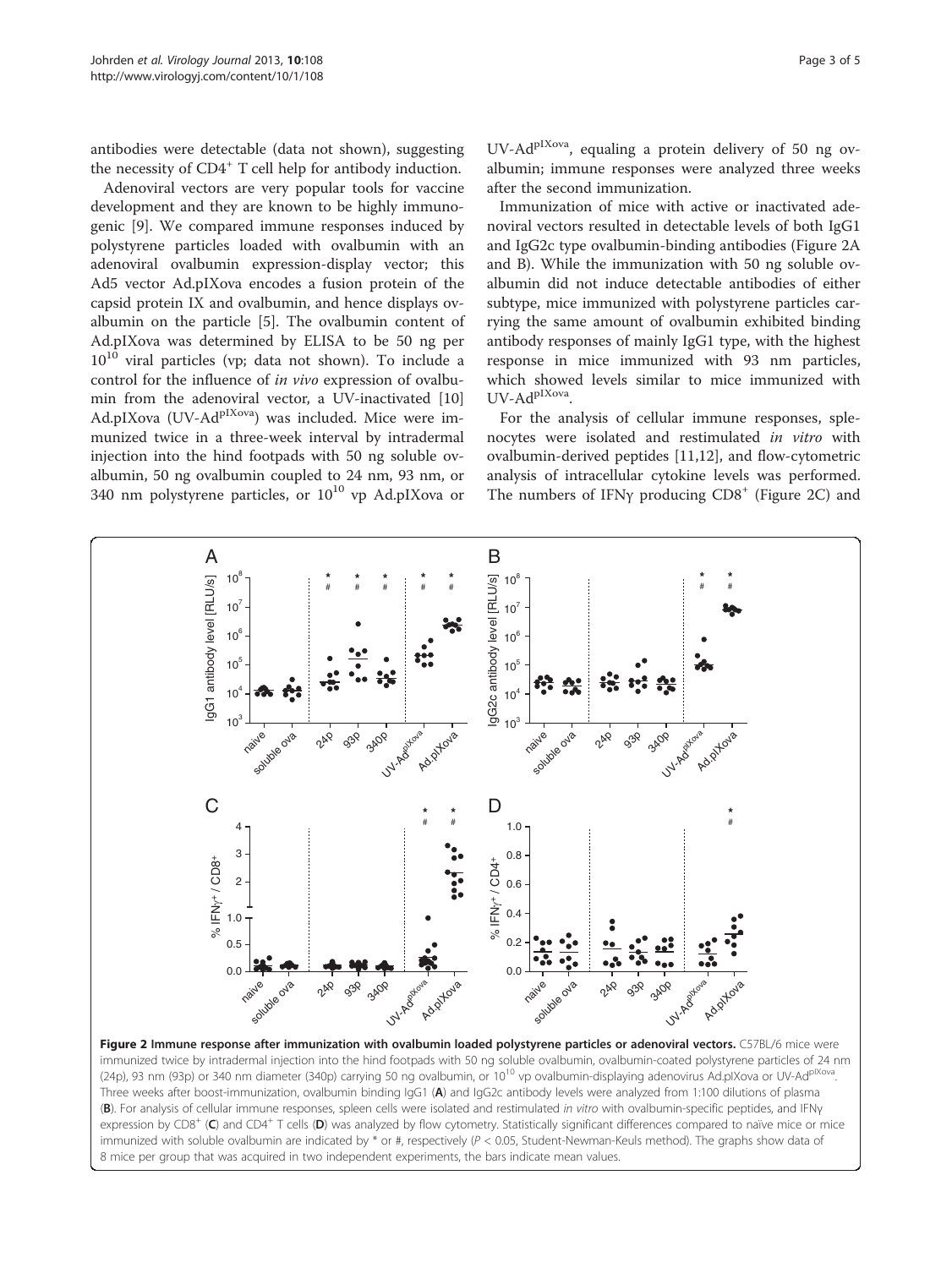antibodies were detectable (data not shown), suggesting the necessity of $CD4^+$ T cell help for antibody induction.

Adenoviral vectors are very popular tools for vaccine development and they are known to be highly immunogenic [9]. We compared immune responses induced by polystyrene particles loaded with ovalbumin with an adenoviral ovalbumin expression-display vector; this Ad5 vector Ad.pIXova encodes a fusion protein of the capsid protein IX and ovalbumin, and hence displays ovalbumin on the particle [5]. The ovalbumin content of Ad.pIXova was determined by ELISA to be 50 ng per $10^{10}$ viral particles (vp; data not shown). To include a control for the influence of *in vivo* expression of ovalbumin from the adenoviral vector, a UV-inactivated [10] Ad.pIXova (UV-Ad$^{pIXova}$) was included. Mice were immunized twice in a three-week interval by intradermal injection into the hind footpads with 50 ng soluble ovalbumin, 50 ng ovalbumin coupled to 24 nm, 93 nm, or 340 nm polystyrene particles, or $10^{10}$ vp Ad.pIXova or UV-Ad$^{pIXova}$, equaling a protein delivery of 50 ng ovalbumin; immune responses were analyzed three weeks after the second immunization.

Immunization of mice with active or inactivated adenoviral vectors resulted in detectable levels of both IgG1 and IgG2c type ovalbumin-binding antibodies (Figure 2A and B). While the immunization with 50 ng soluble ovalbumin did not induce detectable antibodies of either subtype, mice immunized with polystyrene particles carrying the same amount of ovalbumin exhibited binding antibody responses of mainly IgG1 type, with the highest response in mice immunized with 93 nm particles, which showed levels similar to mice immunized with UV-Ad$^{pIXova}$.

For the analysis of cellular immune responses, splenocytes were isolated and restimulated *in vitro* with ovalbumin-derived peptides [11,12], and flow-cytometric analysis of intracellular cytokine levels was performed. The numbers of IFNγ producing $CD8^+$ (Figure 2C) and

**Figure 2 Immune response after immunization with ovalbumin loaded polystyrene particles or adenoviral vectors.** C57BL/6 mice were immunized twice by intradermal injection into the hind footpads with 50 ng soluble ovalbumin, ovalbumin-coated polystyrene particles of 24 nm (24p), 93 nm (93p) or 340 nm diameter (340p) carrying 50 ng ovalbumin, or $10^{10}$ vp ovalbumin-displaying adenovirus Ad.pIXova or UV-Ad$^{pIXova}$. Three weeks after boost-immunization, ovalbumin binding IgG1 (**A**) and IgG2c antibody levels were analyzed from 1:100 dilutions of plasma (**B**). For analysis of cellular immune responses, spleen cells were isolated and restimulated *in vitro* with ovalbumin-specific peptides, and IFNγ expression by $CD8^+$ (**C**) and $CD4^+$ T cells (**D**) was analyzed by flow cytometry. Statistically significant differences compared to naïve mice or mice immunized with soluble ovalbumin are indicated by * or #, respectively ($P < 0.05$, Student-Newman-Keuls method). The graphs show data of 8 mice per group that was acquired in two independent experiments, the bars indicate mean values.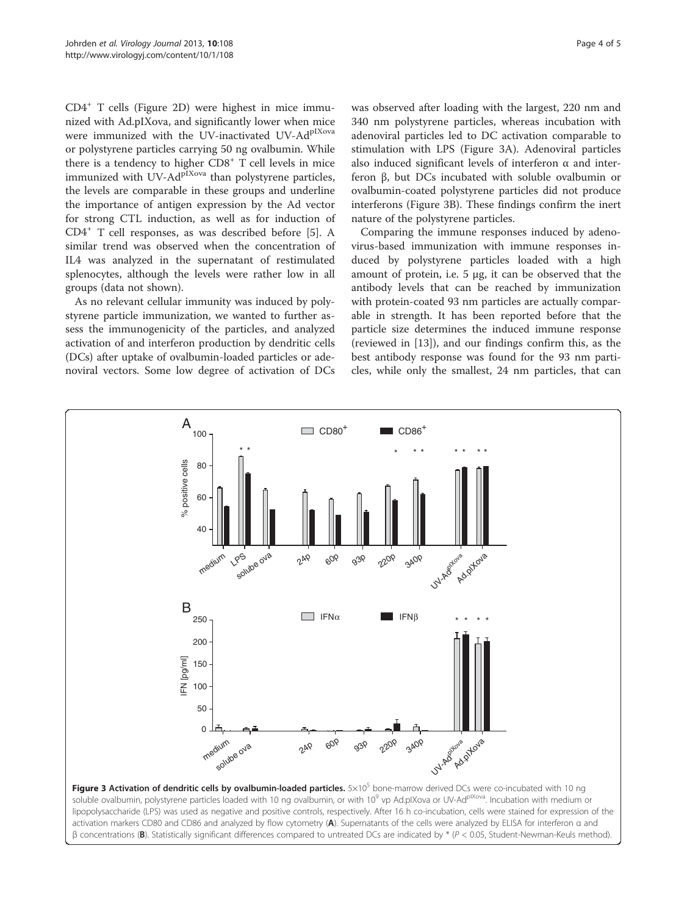$CD4^+$ T cells (Figure 2D) were highest in mice immunized with Ad.pIXova, and significantly lower when mice were immunized with the UV-inactivated UV-$Ad^{pIXova}$ or polystyrene particles carrying 50 ng ovalbumin. While there is a tendency to higher $CD8^+$ T cell levels in mice immunized with UV-$Ad^{pIXova}$ than polystyrene particles, the levels are comparable in these groups and underline the importance of antigen expression by the Ad vector for strong CTL induction, as well as for induction of $CD4^+$ T cell responses, as was described before [5]. A similar trend was observed when the concentration of IL4 was analyzed in the supernatant of restimulated splenocytes, although the levels were rather low in all groups (data not shown).

As no relevant cellular immunity was induced by polystyrene particle immunization, we wanted to further assess the immunogenicity of the particles, and analyzed activation of and interferon production by dendritic cells (DCs) after uptake of ovalbumin-loaded particles or adenoviral vectors. Some low degree of activation of DCs was observed after loading with the largest, 220 nm and 340 nm polystyrene particles, whereas incubation with adenoviral particles led to DC activation comparable to stimulation with LPS (Figure 3A). Adenoviral particles also induced significant levels of interferon α and interferon β, but DCs incubated with soluble ovalbumin or ovalbumin-coated polystyrene particles did not produce interferons (Figure 3B). These findings confirm the inert nature of the polystyrene particles.

Comparing the immune responses induced by adenovirus-based immunization with immune responses induced by polystyrene particles loaded with a high amount of protein, i.e. 5 μg, it can be observed that the antibody levels that can be reached by immunization with protein-coated 93 nm particles are actually comparable in strength. It has been reported before that the particle size determines the induced immune response (reviewed in [13]), and our findings confirm this, as the best antibody response was found for the 93 nm particles, while only the smallest, 24 nm particles, that can

**Figure 3 Activation of dendritic cells by ovalbumin-loaded particles.** $5 \times 10^5$ bone-marrow derived DCs were co-incubated with 10 ng soluble ovalbumin, polystyrene particles loaded with 10 ng ovalbumin, or with $10^9$ vp Ad.pIXova or UV-$Ad^{pIXova}$. Incubation with medium or lipopolysaccharide (LPS) was used as negative and positive controls, respectively. After 16 h co-incubation, cells were stained for expression of the activation markers CD80 and CD86 and analyzed by flow cytometry (**A**). Supernatants of the cells were analyzed by ELISA for interferon α and β concentrations (**B**). Statistically significant differences compared to untreated DCs are indicated by * ($P < 0.05$, Student-Newman-Keuls method).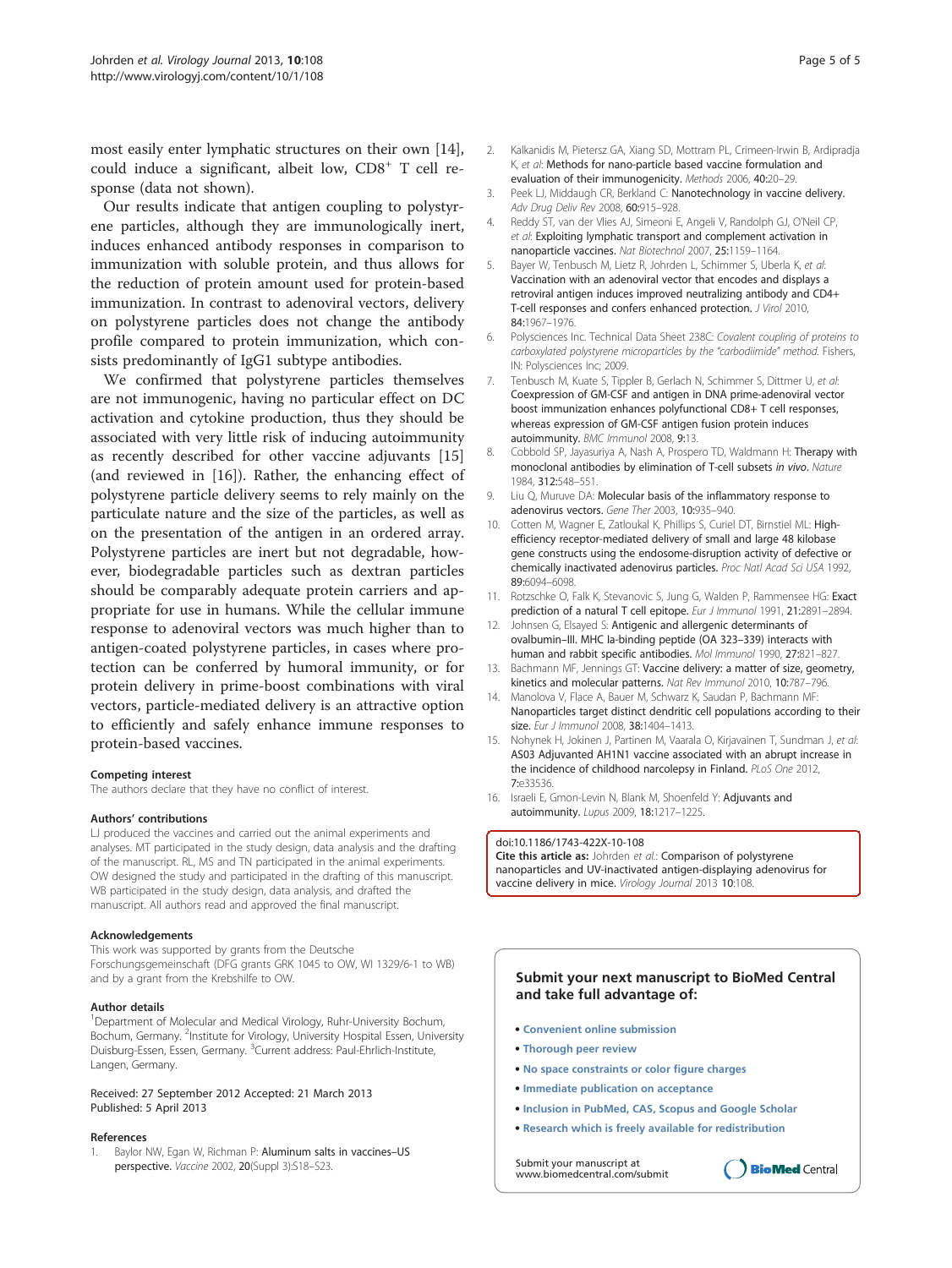most easily enter lymphatic structures on their own [14], could induce a significant, albeit low, $CD8^+$ T cell response (data not shown).

Our results indicate that antigen coupling to polystyrene particles, although they are immunologically inert, induces enhanced antibody responses in comparison to immunization with soluble protein, and thus allows for the reduction of protein amount used for protein-based immunization. In contrast to adenoviral vectors, delivery on polystyrene particles does not change the antibody profile compared to protein immunization, which consists predominantly of IgG1 subtype antibodies.

We confirmed that polystyrene particles themselves are not immunogenic, having no particular effect on DC activation and cytokine production, thus they should be associated with very little risk of inducing autoimmunity as recently described for other vaccine adjuvants [15] (and reviewed in [16]). Rather, the enhancing effect of polystyrene particle delivery seems to rely mainly on the particulate nature and the size of the particles, as well as on the presentation of the antigen in an ordered array. Polystyrene particles are inert but not degradable, however, biodegradable particles such as dextran particles should be comparably adequate protein carriers and appropriate for use in humans. While the cellular immune response to adenoviral vectors was much higher than to antigen-coated polystyrene particles, in cases where protection can be conferred by humoral immunity, or for protein delivery in prime-boost combinations with viral vectors, particle-mediated delivery is an attractive option to efficiently and safely enhance immune responses to protein-based vaccines.

#### Competing interest

The authors declare that they have no conflict of interest.

#### Authors' contributions

LJ produced the vaccines and carried out the animal experiments and analyses. MT participated in the study design, data analysis and the drafting of the manuscript. RL, MS and TN participated in the animal experiments. OW designed the study and participated in the drafting of this manuscript. WB participated in the study design, data analysis, and drafted the manuscript. All authors read and approved the final manuscript.

#### Acknowledgements

This work was supported by grants from the Deutsche Forschungsgemeinschaft (DFG grants GRK 1045 to OW, WI 1329/6-1 to WB) and by a grant from the Krebshilfe to OW.

#### Author details

[1]Department of Molecular and Medical Virology, Ruhr-University Bochum, Bochum, Germany. [2]Institute for Virology, University Hospital Essen, University Duisburg-Essen, Essen, Germany. [3]Current address: Paul-Ehrlich-Institute, Langen, Germany.

Received: 27 September 2012 Accepted: 21 March 2013
Published: 5 April 2013

#### References

1. Baylor NW, Egan W, Richman P: **Aluminum salts in vaccines–US perspective.** *Vaccine* 2002, **20**(Suppl 3):S18–S23.
2. Kalkanidis M, Pietersz GA, Xiang SD, Mottram PL, Crimeen-Irwin B, Ardipradja K, *et al*: **Methods for nano-particle based vaccine formulation and evaluation of their immunogenicity.** *Methods* 2006, **40**:20–29.
3. Peek LJ, Middaugh CR, Berkland C: **Nanotechnology in vaccine delivery.** *Adv Drug Deliv Rev* 2008, **60**:915–928.
4. Reddy ST, van der Vlies AJ, Simeoni E, Angeli V, Randolph GJ, O'Neil CP, *et al*: **Exploiting lymphatic transport and complement activation in nanoparticle vaccines.** *Nat Biotechnol* 2007, **25**:1159–1164.
5. Bayer W, Tenbusch M, Lietz R, Johrden L, Schimmer S, Uberla K, *et al*: **Vaccination with an adenoviral vector that encodes and displays a retroviral antigen induces improved neutralizing antibody and CD4+ T-cell responses and confers enhanced protection.** *J Virol* 2010, **84**:1967–1976.
6. Polysciences Inc. Technical Data Sheet 238C: *Covalent coupling of proteins to carboxylated polystyrene microparticles by the "carbodiimide" method.* Fishers, IN: Polysciences Inc; 2009.
7. Tenbusch M, Kuate S, Tippler B, Gerlach N, Schimmer S, Dittmer U, *et al*: **Coexpression of GM-CSF and antigen in DNA prime-adenoviral vector boost immunization enhances polyfunctional CD8+ T cell responses, whereas expression of GM-CSF antigen fusion protein induces autoimmunity.** *BMC Immunol* 2008, **9**:13.
8. Cobbold SP, Jayasuriya A, Nash A, Prospero TD, Waldmann H: **Therapy with monoclonal antibodies by elimination of T-cell subsets *in vivo*.** *Nature* 1984, **312**:548–551.
9. Liu Q, Muruve DA: **Molecular basis of the inflammatory response to adenovirus vectors.** *Gene Ther* 2003, **10**:935–940.
10. Cotten M, Wagner E, Zatloukal K, Phillips S, Curiel DT, Birnstiel ML: **High-efficiency receptor-mediated delivery of small and large 48 kilobase gene constructs using the endosome-disruption activity of defective or chemically inactivated adenovirus particles.** *Proc Natl Acad Sci USA* 1992, **89**:6094–6098.
11. Rotzschke O, Falk K, Stevanovic S, Jung G, Walden P, Rammensee HG: **Exact prediction of a natural T cell epitope.** *Eur J Immunol* 1991, **21**:2891–2894.
12. Johnsen G, Elsayed S: **Antigenic and allergenic determinants of ovalbumin–III. MHC Ia-binding peptide (OA 323–339) interacts with human and rabbit specific antibodies.** *Mol Immunol* 1990, **27**:821–827.
13. Bachmann MF, Jennings GT: **Vaccine delivery: a matter of size, geometry, kinetics and molecular patterns.** *Nat Rev Immunol* 2010, **10**:787–796.
14. Manolova V, Flace A, Bauer M, Schwarz K, Saudan P, Bachmann MF: **Nanoparticles target distinct dendritic cell populations according to their size.** *Eur J Immunol* 2008, **38**:1404–1413.
15. Nohynek H, Jokinen J, Partinen M, Vaarala O, Kirjavainen T, Sundman J, *et al*: **AS03 Adjuvanted AH1N1 vaccine associated with an abrupt increase in the incidence of childhood narcolepsy in Finland.** *PLoS One* 2012, **7**:e33536.
16. Israeli E, Gmon-Levin N, Blank M, Shoenfeld Y: **Adjuvants and autoimmunity.** *Lupus* 2009, **18**:1217–1225.

doi:10.1186/1743-422X-10-108

**Cite this article as:** Johrden *et al.*: Comparison of polystyrene nanoparticles and UV-inactivated antigen-displaying adenovirus for vaccine delivery in mice. *Virology Journal* 2013 **10**:108.

**Submit your next manuscript to BioMed Central and take full advantage of:**

- **Convenient online submission**
- **Thorough peer review**
- **No space constraints or color figure charges**
- **Immediate publication on acceptance**
- **Inclusion in PubMed, CAS, Scopus and Google Scholar**
- **Research which is freely available for redistribution**

Submit your manuscript at
www.biomedcentral.com/submit